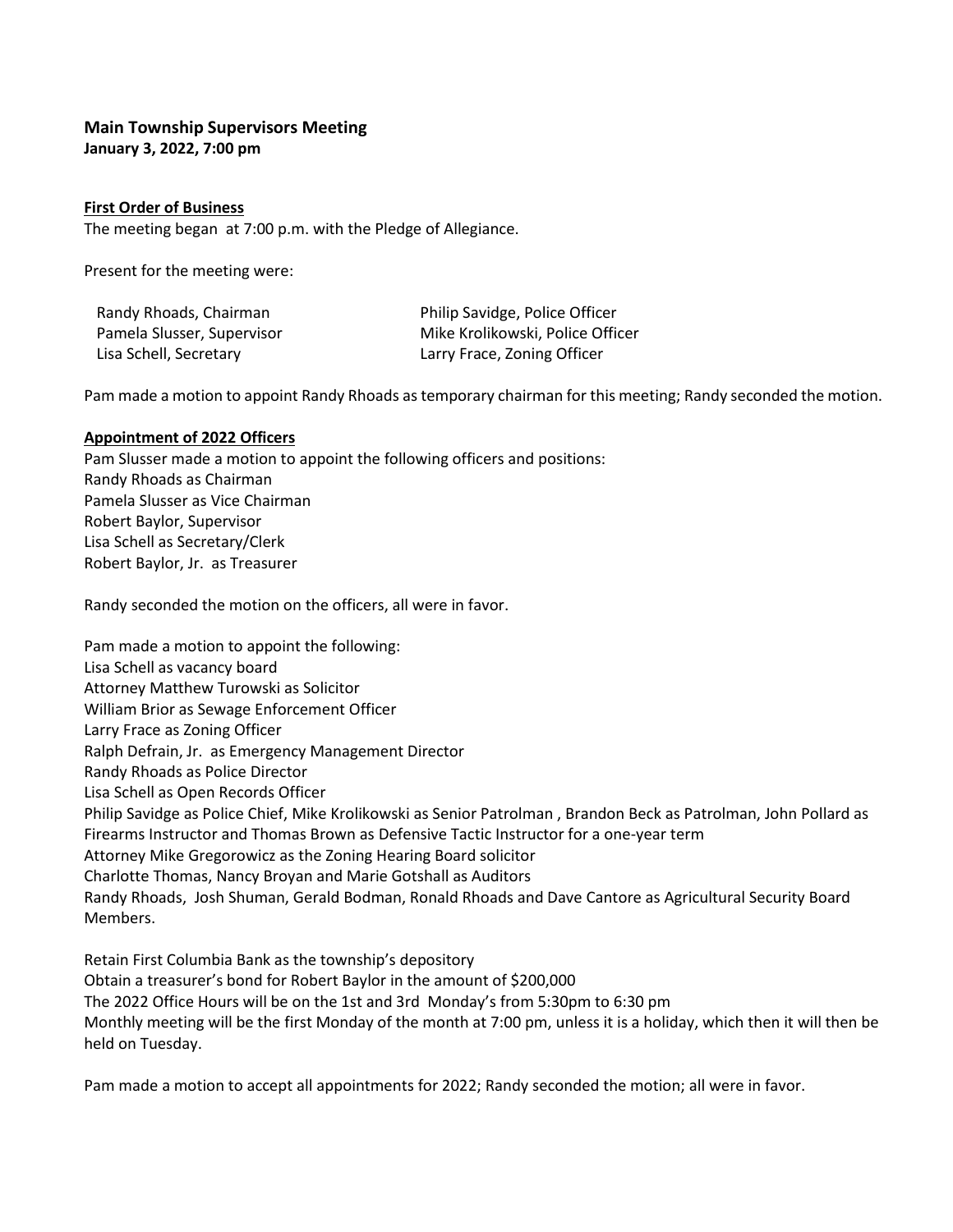## Main Township Supervisors Meeting
**January 3, 2022, 7:00 pm**

**First Order of Business**

The meeting began at 7:00 p.m. with the Pledge of Allegiance.

Present for the meeting were:

Randy Rhoads, Chairman
Pamela Slusser, Supervisor
Lisa Schell, Secretary
Philip Savidge, Police Officer
Mike Krolikowski, Police Officer
Larry Frace, Zoning Officer

Pam made a motion to appoint Randy Rhoads as temporary chairman for this meeting; Randy seconded the motion.

**Appointment of 2022 Officers**

Pam Slusser made a motion to appoint the following officers and positions:
Randy Rhoads as Chairman
Pamela Slusser as Vice Chairman
Robert Baylor, Supervisor
Lisa Schell as Secretary/Clerk
Robert Baylor, Jr. as Treasurer

Randy seconded the motion on the officers, all were in favor.

Pam made a motion to appoint the following:
Lisa Schell as vacancy board
Attorney Matthew Turowski as Solicitor
William Brior as Sewage Enforcement Officer
Larry Frace as Zoning Officer
Ralph Defrain, Jr. as Emergency Management Director
Randy Rhoads as Police Director
Lisa Schell as Open Records Officer
Philip Savidge as Police Chief, Mike Krolikowski as Senior Patrolman , Brandon Beck as Patrolman, John Pollard as Firearms Instructor and Thomas Brown as Defensive Tactic Instructor for a one-year term
Attorney Mike Gregorowicz as the Zoning Hearing Board solicitor
Charlotte Thomas, Nancy Broyan and Marie Gotshall as Auditors
Randy Rhoads, Josh Shuman, Gerald Bodman, Ronald Rhoads and Dave Cantore as Agricultural Security Board Members.

Retain First Columbia Bank as the township's depository
Obtain a treasurer's bond for Robert Baylor in the amount of $200,000
The 2022 Office Hours will be on the 1st and 3rd Monday's from 5:30pm to 6:30 pm
Monthly meeting will be the first Monday of the month at 7:00 pm, unless it is a holiday, which then it will then be held on Tuesday.

Pam made a motion to accept all appointments for 2022; Randy seconded the motion; all were in favor.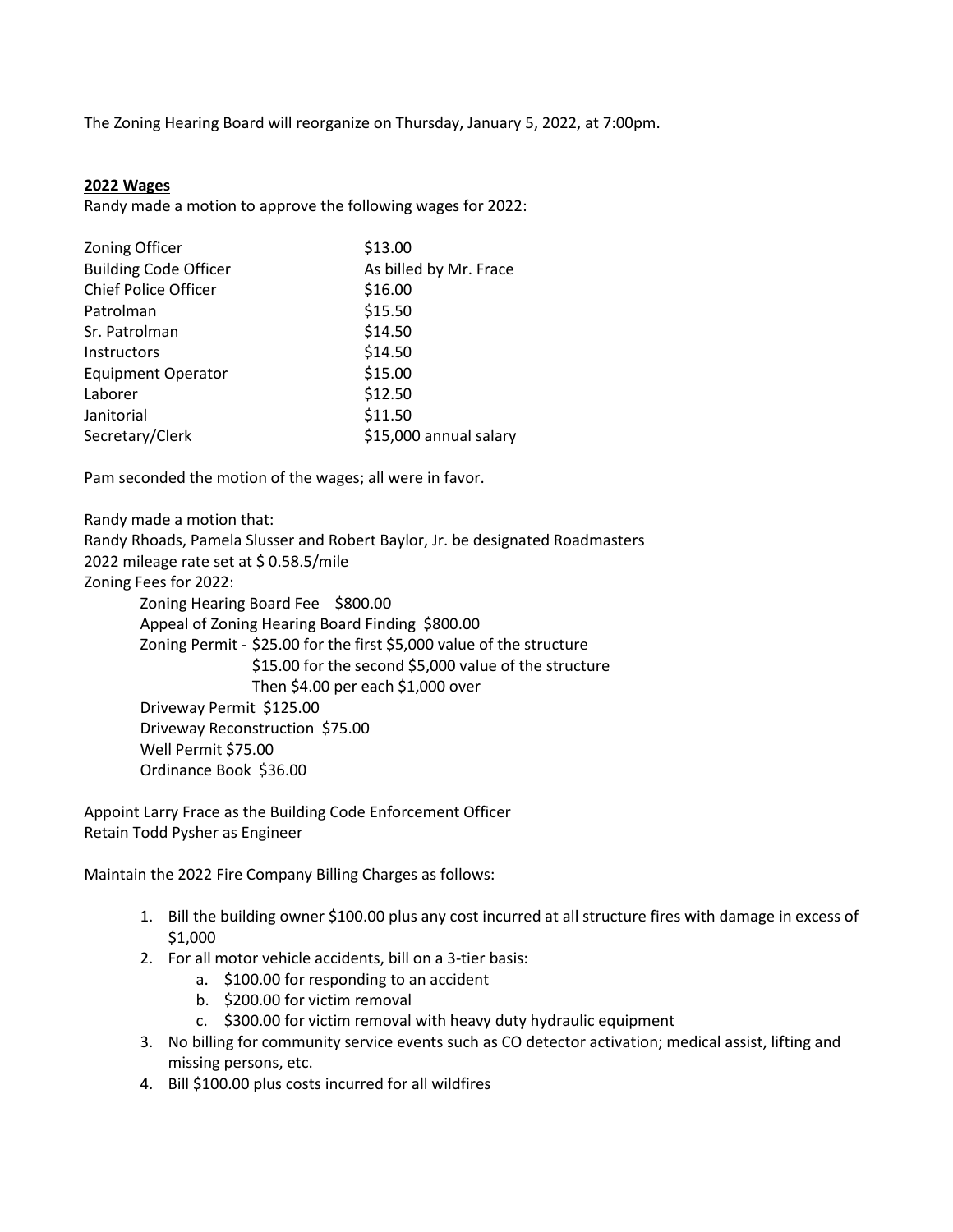The Zoning Hearing Board will reorganize on Thursday, January 5, 2022, at 7:00pm.

**2022 Wages**

Randy made a motion to approve the following wages for 2022:

| | |
|---|---|
| Zoning Officer | $13.00 |
| Building Code Officer | As billed by Mr. Frace |
| Chief Police Officer | $16.00 |
| Patrolman | $15.50 |
| Sr. Patrolman | $14.50 |
| Instructors | $14.50 |
| Equipment Operator | $15.00 |
| Laborer | $12.50 |
| Janitorial | $11.50 |
| Secretary/Clerk | $15,000 annual salary |

Pam seconded the motion of the wages; all were in favor.

Randy made a motion that:
Randy Rhoads, Pamela Slusser and Robert Baylor, Jr. be designated Roadmasters
2022 mileage rate set at $ 0.58.5/mile
Zoning Fees for 2022:

Zoning Hearing Board Fee $800.00
Appeal of Zoning Hearing Board Finding $800.00
Zoning Permit - $25.00 for the first $5,000 value of the structure
$15.00 for the second $5,000 value of the structure
Then $4.00 per each $1,000 over
Driveway Permit $125.00
Driveway Reconstruction $75.00
Well Permit $75.00
Ordinance Book $36.00

Appoint Larry Frace as the Building Code Enforcement Officer
Retain Todd Pysher as Engineer

Maintain the 2022 Fire Company Billing Charges as follows:

1. Bill the building owner $100.00 plus any cost incurred at all structure fires with damage in excess of $1,000
2. For all motor vehicle accidents, bill on a 3-tier basis:
   a. $100.00 for responding to an accident
   b. $200.00 for victim removal
   c. $300.00 for victim removal with heavy duty hydraulic equipment
3. No billing for community service events such as CO detector activation; medical assist, lifting and missing persons, etc.
4. Bill $100.00 plus costs incurred for all wildfires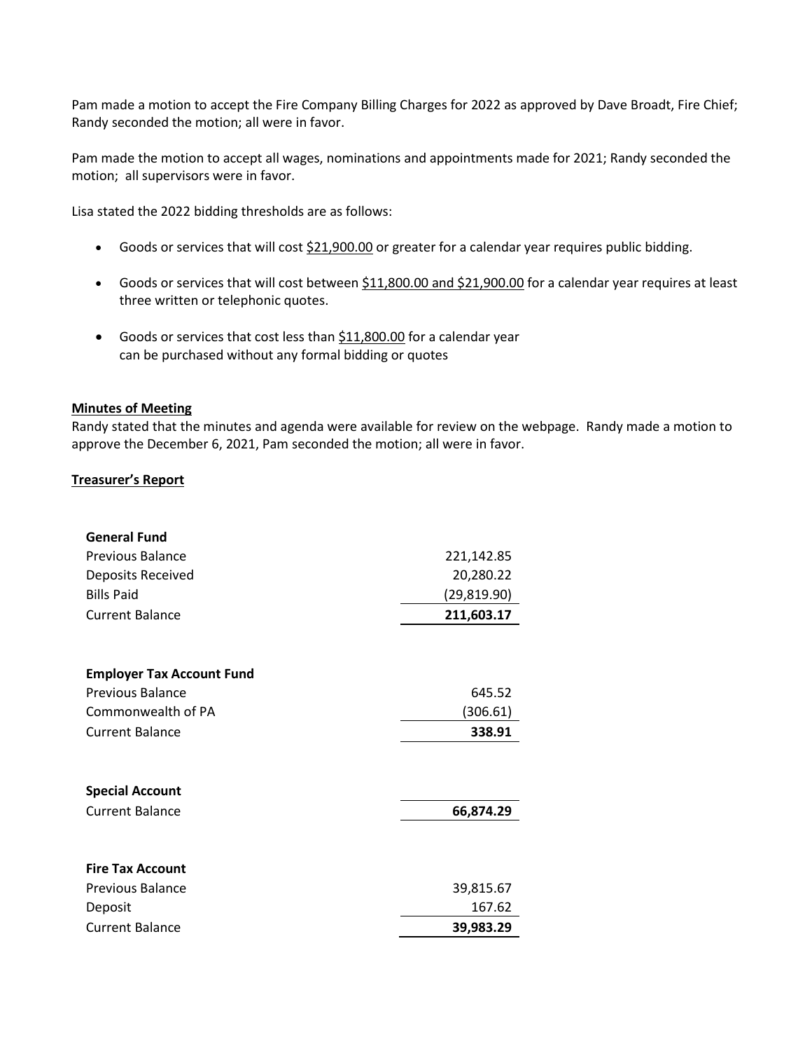Pam made a motion to accept the Fire Company Billing Charges for 2022 as approved by Dave Broadt, Fire Chief; Randy seconded the motion; all were in favor.

Pam made the motion to accept all wages, nominations and appointments made for 2021; Randy seconded the motion; all supervisors were in favor.

Lisa stated the 2022 bidding thresholds are as follows:

- Goods or services that will cost $21,900.00 or greater for a calendar year requires public bidding.
- Goods or services that will cost between $11,800.00 and $21,900.00 for a calendar year requires at least three written or telephonic quotes.
- Goods or services that cost less than $11,800.00 for a calendar year can be purchased without any formal bidding or quotes

**Minutes of Meeting**

Randy stated that the minutes and agenda were available for review on the webpage. Randy made a motion to approve the December 6, 2021, Pam seconded the motion; all were in favor.

**Treasurer's Report**

| **General Fund** | |
|---|---|
| Previous Balance | 221,142.85 |
| Deposits Received | 20,280.22 |
| Bills Paid | (29,819.90) |
| Current Balance | **211,603.17** |

| **Employer Tax Account Fund** | |
|---|---|
| Previous Balance | 645.52 |
| Commonwealth of PA | (306.61) |
| Current Balance | **338.91** |

| **Special Account** | |
|---|---|
| Current Balance | **66,874.29** |

| **Fire Tax Account** | |
|---|---|
| Previous Balance | 39,815.67 |
| Deposit | 167.62 |
| Current Balance | **39,983.29** |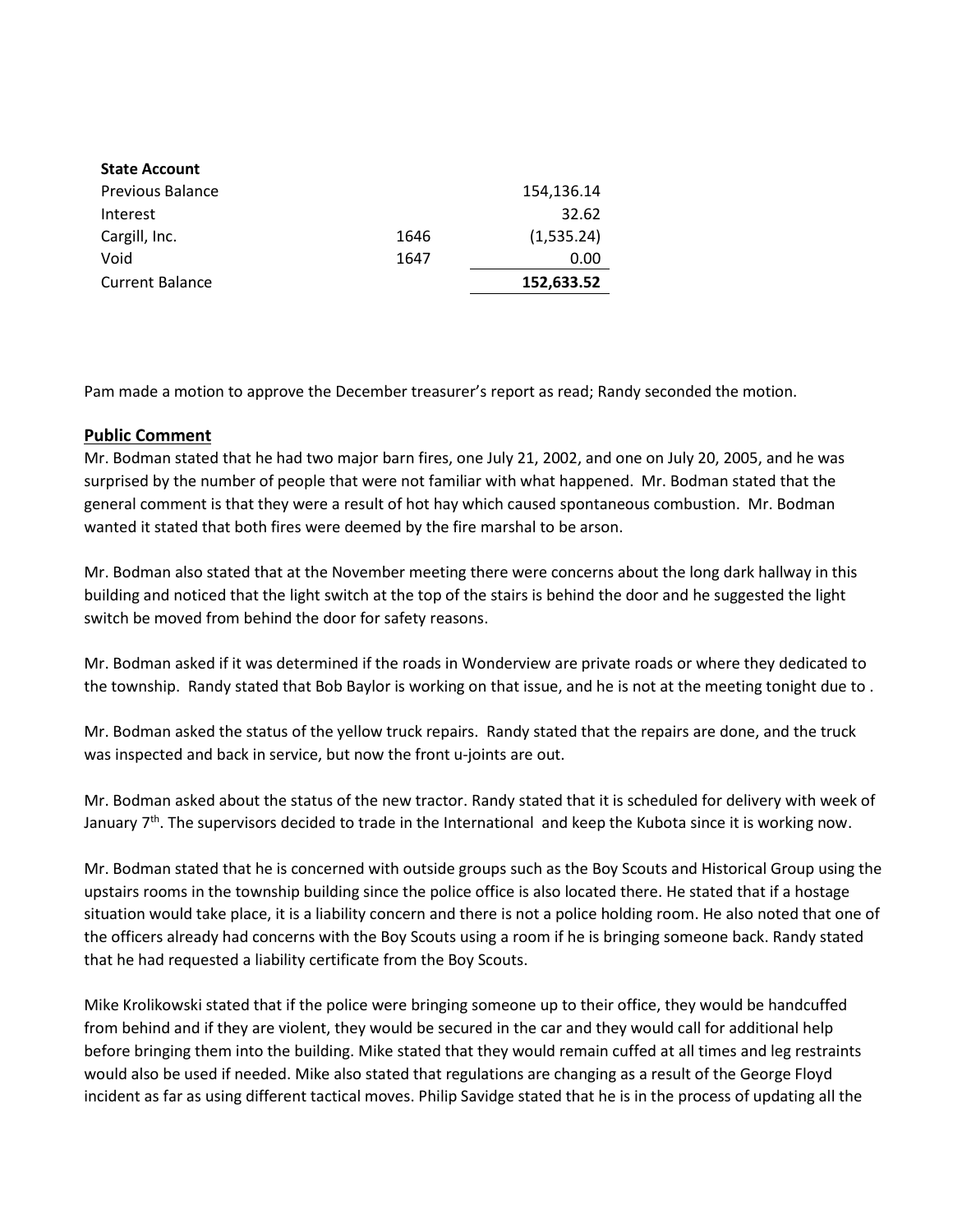| **State Account** | | |
|---|---|---|
| Previous Balance | | 154,136.14 |
| Interest | | 32.62 |
| Cargill, Inc. | 1646 | (1,535.24) |
| Void | 1647 | 0.00 |
| Current Balance | | **152,633.52** |

Pam made a motion to approve the December treasurer's report as read; Randy seconded the motion.

## Public Comment

Mr. Bodman stated that he had two major barn fires, one July 21, 2002, and one on July 20, 2005, and he was surprised by the number of people that were not familiar with what happened. Mr. Bodman stated that the general comment is that they were a result of hot hay which caused spontaneous combustion. Mr. Bodman wanted it stated that both fires were deemed by the fire marshal to be arson.

Mr. Bodman also stated that at the November meeting there were concerns about the long dark hallway in this building and noticed that the light switch at the top of the stairs is behind the door and he suggested the light switch be moved from behind the door for safety reasons.

Mr. Bodman asked if it was determined if the roads in Wonderview are private roads or where they dedicated to the township. Randy stated that Bob Baylor is working on that issue, and he is not at the meeting tonight due to .

Mr. Bodman asked the status of the yellow truck repairs. Randy stated that the repairs are done, and the truck was inspected and back in service, but now the front u-joints are out.

Mr. Bodman asked about the status of the new tractor. Randy stated that it is scheduled for delivery with week of January 7th. The supervisors decided to trade in the International and keep the Kubota since it is working now.

Mr. Bodman stated that he is concerned with outside groups such as the Boy Scouts and Historical Group using the upstairs rooms in the township building since the police office is also located there. He stated that if a hostage situation would take place, it is a liability concern and there is not a police holding room. He also noted that one of the officers already had concerns with the Boy Scouts using a room if he is bringing someone back. Randy stated that he had requested a liability certificate from the Boy Scouts.

Mike Krolikowski stated that if the police were bringing someone up to their office, they would be handcuffed from behind and if they are violent, they would be secured in the car and they would call for additional help before bringing them into the building. Mike stated that they would remain cuffed at all times and leg restraints would also be used if needed. Mike also stated that regulations are changing as a result of the George Floyd incident as far as using different tactical moves. Philip Savidge stated that he is in the process of updating all the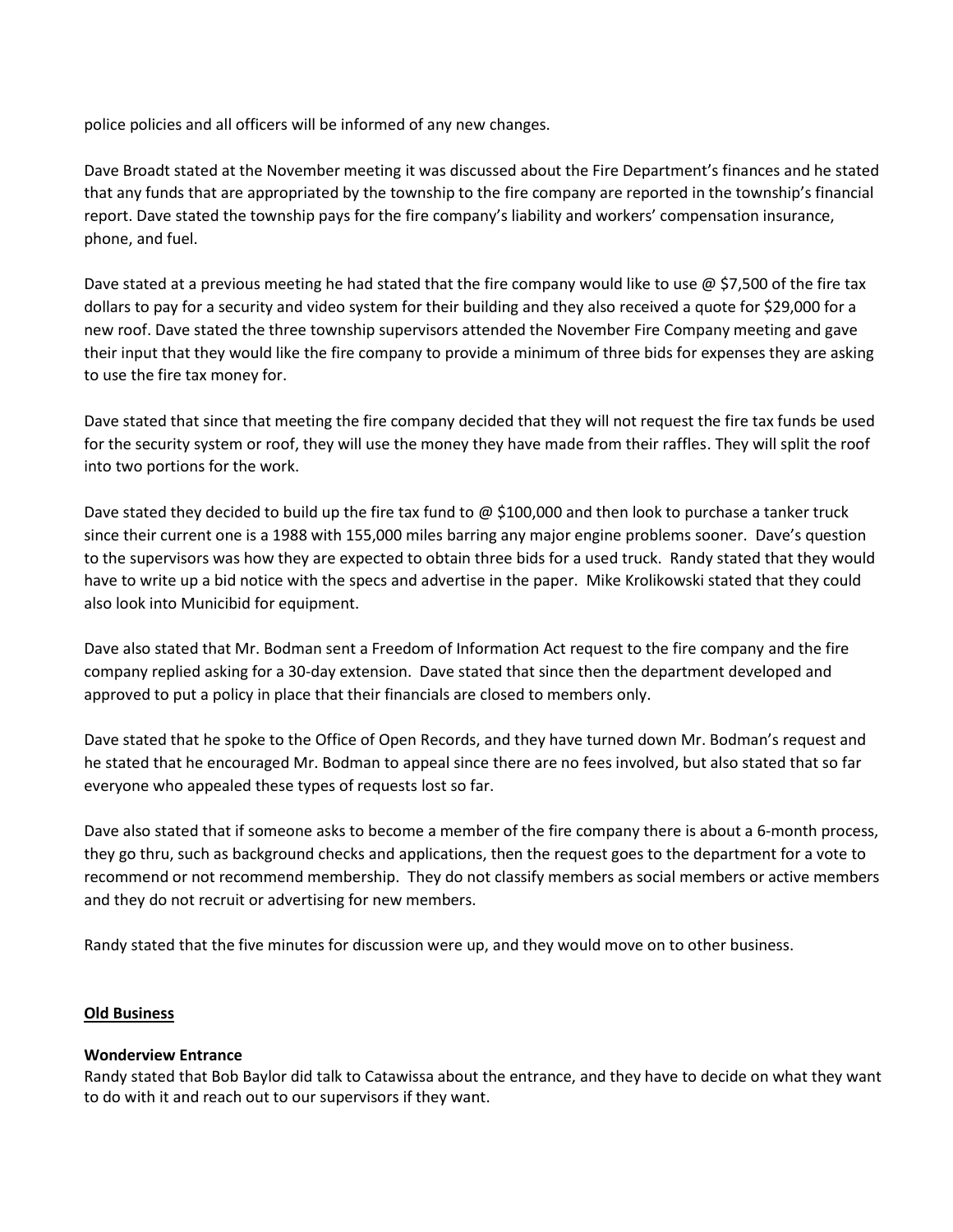police policies and all officers will be informed of any new changes.

Dave Broadt stated at the November meeting it was discussed about the Fire Department's finances and he stated that any funds that are appropriated by the township to the fire company are reported in the township's financial report. Dave stated the township pays for the fire company's liability and workers' compensation insurance, phone, and fuel.

Dave stated at a previous meeting he had stated that the fire company would like to use @ $7,500 of the fire tax dollars to pay for a security and video system for their building and they also received a quote for $29,000 for a new roof. Dave stated the three township supervisors attended the November Fire Company meeting and gave their input that they would like the fire company to provide a minimum of three bids for expenses they are asking to use the fire tax money for.

Dave stated that since that meeting the fire company decided that they will not request the fire tax funds be used for the security system or roof, they will use the money they have made from their raffles. They will split the roof into two portions for the work.

Dave stated they decided to build up the fire tax fund to @ $100,000 and then look to purchase a tanker truck since their current one is a 1988 with 155,000 miles barring any major engine problems sooner. Dave's question to the supervisors was how they are expected to obtain three bids for a used truck. Randy stated that they would have to write up a bid notice with the specs and advertise in the paper. Mike Krolikowski stated that they could also look into Municibid for equipment.

Dave also stated that Mr. Bodman sent a Freedom of Information Act request to the fire company and the fire company replied asking for a 30-day extension. Dave stated that since then the department developed and approved to put a policy in place that their financials are closed to members only.

Dave stated that he spoke to the Office of Open Records, and they have turned down Mr. Bodman's request and he stated that he encouraged Mr. Bodman to appeal since there are no fees involved, but also stated that so far everyone who appealed these types of requests lost so far.

Dave also stated that if someone asks to become a member of the fire company there is about a 6-month process, they go thru, such as background checks and applications, then the request goes to the department for a vote to recommend or not recommend membership. They do not classify members as social members or active members and they do not recruit or advertising for new members.

Randy stated that the five minutes for discussion were up, and they would move on to other business.

## Old Business

### Wonderview Entrance

Randy stated that Bob Baylor did talk to Catawissa about the entrance, and they have to decide on what they want to do with it and reach out to our supervisors if they want.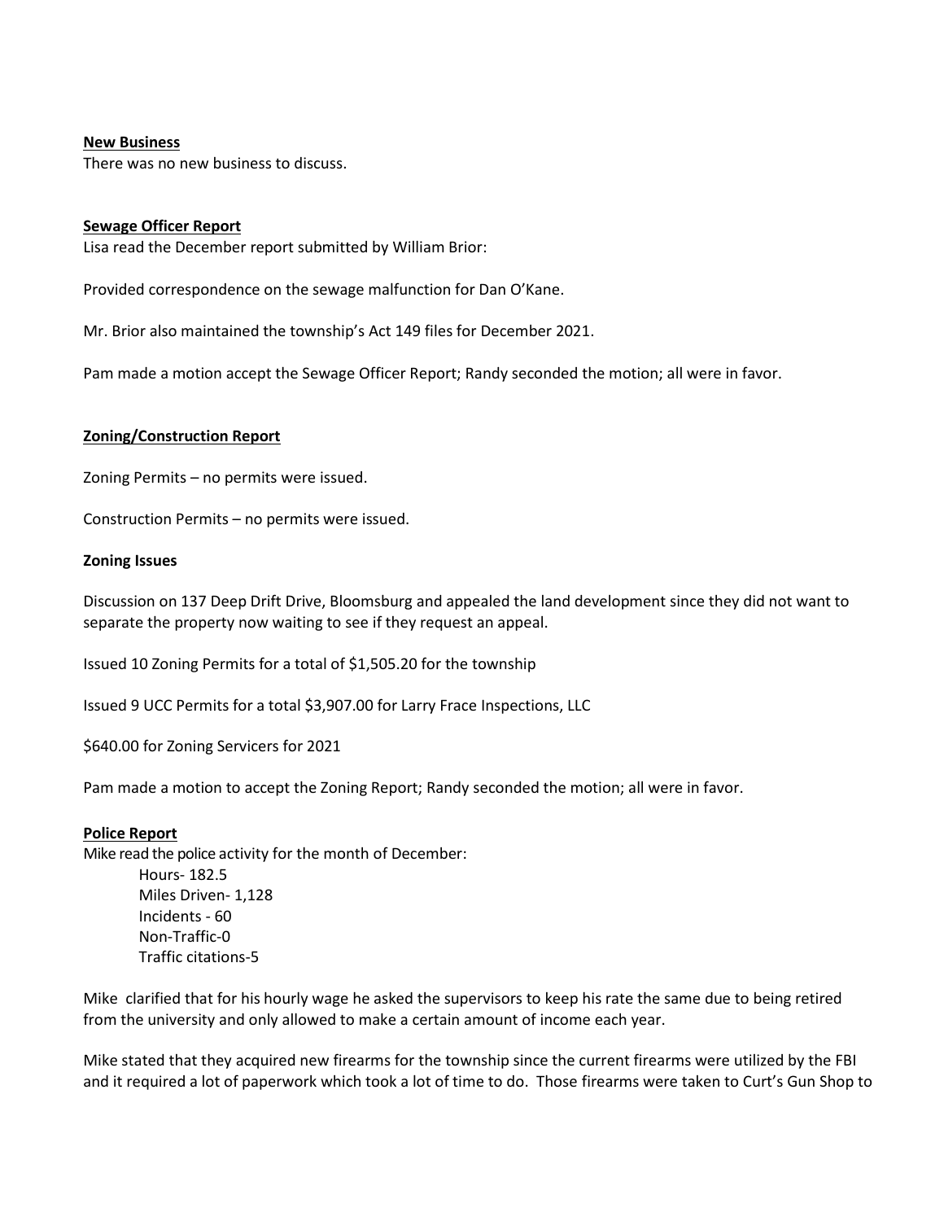**New Business**

There was no new business to discuss.

**Sewage Officer Report**

Lisa read the December report submitted by William Brior:

Provided correspondence on the sewage malfunction for Dan O'Kane.

Mr. Brior also maintained the township's Act 149 files for December 2021.

Pam made a motion accept the Sewage Officer Report; Randy seconded the motion; all were in favor.

**Zoning/Construction Report**

Zoning Permits – no permits were issued.

Construction Permits – no permits were issued.

**Zoning Issues**

Discussion on 137 Deep Drift Drive, Bloomsburg and appealed the land development since they did not want to separate the property now waiting to see if they request an appeal.

Issued 10 Zoning Permits for a total of $1,505.20 for the township

Issued 9 UCC Permits for a total $3,907.00 for Larry Frace Inspections, LLC

$640.00 for Zoning Servicers for 2021

Pam made a motion to accept the Zoning Report; Randy seconded the motion; all were in favor.

**Police Report**

Mike read the police activity for the month of December:

- Hours- 182.5
- Miles Driven- 1,128
- Incidents - 60
- Non-Traffic-0
- Traffic citations-5

Mike clarified that for his hourly wage he asked the supervisors to keep his rate the same due to being retired from the university and only allowed to make a certain amount of income each year.

Mike stated that they acquired new firearms for the township since the current firearms were utilized by the FBI and it required a lot of paperwork which took a lot of time to do. Those firearms were taken to Curt's Gun Shop to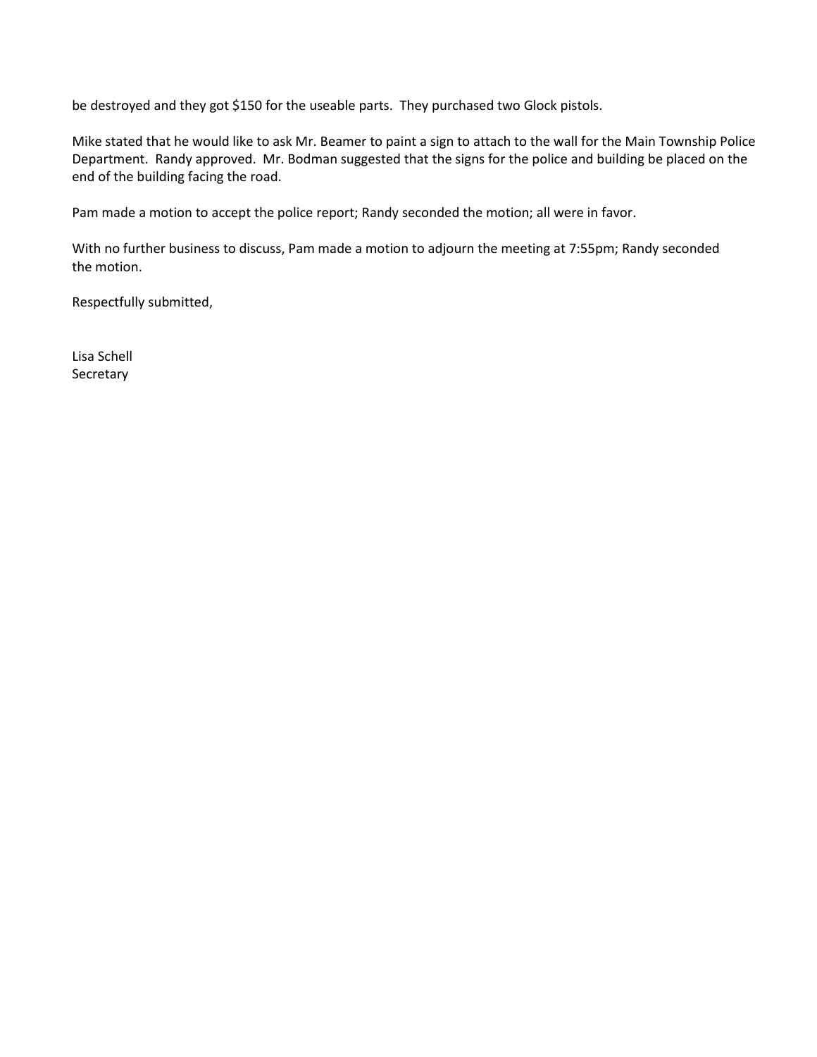be destroyed and they got $150 for the useable parts. They purchased two Glock pistols.

Mike stated that he would like to ask Mr. Beamer to paint a sign to attach to the wall for the Main Township Police Department. Randy approved. Mr. Bodman suggested that the signs for the police and building be placed on the end of the building facing the road.

Pam made a motion to accept the police report; Randy seconded the motion; all were in favor.

With no further business to discuss, Pam made a motion to adjourn the meeting at 7:55pm; Randy seconded the motion.

Respectfully submitted,

Lisa Schell
Secretary